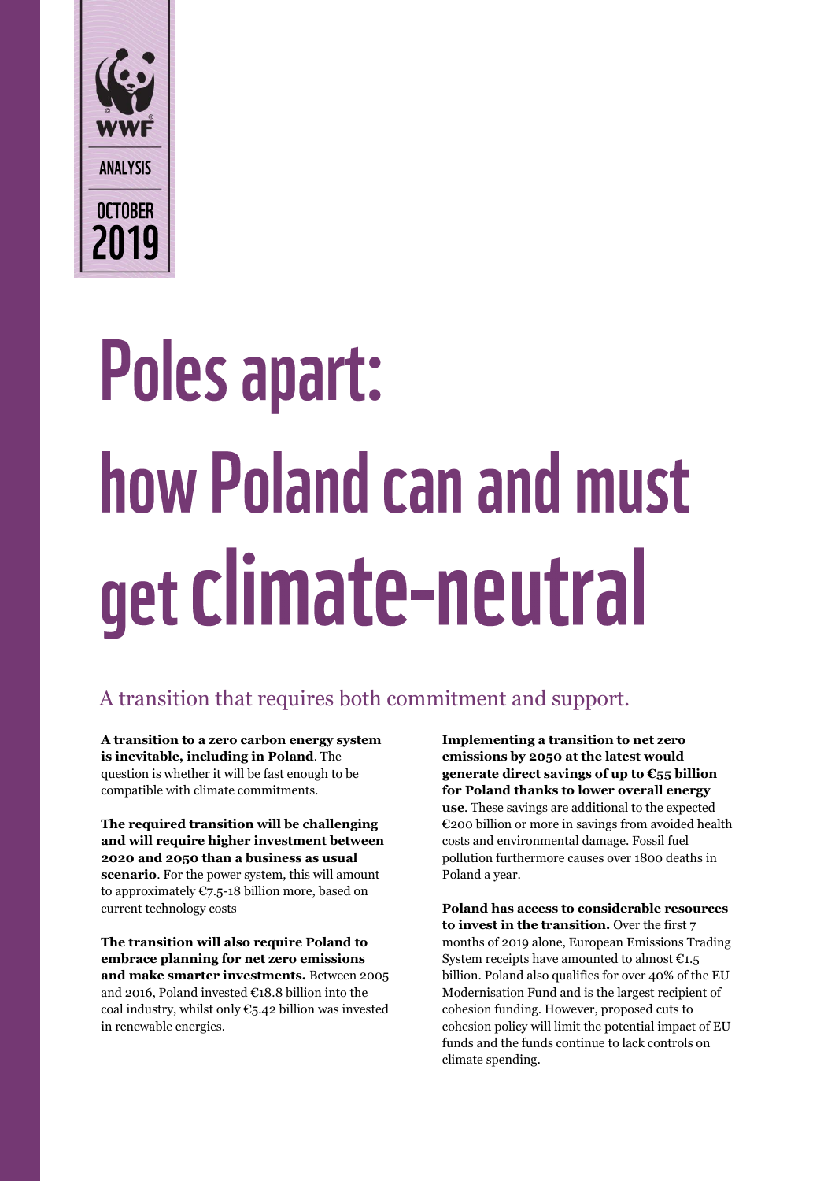WWF

ANALYSIS

OCTOBER 2019

# Poles apart: how Poland can and must get climate-neutral

## A transition that requires both commitment and support.

**A transition to a zero carbon energy system is inevitable, including in Poland**. The question is whether it will be fast enough to be compatible with climate commitments.

**The required transition will be challenging and will require higher investment between 2020 and 2050 than a business as usual scenario**. For the power system, this will amount to approximately €7.5-18 billion more, based on current technology costs

**The transition will also require Poland to embrace planning for net zero emissions and make smarter investments.** Between 2005 and 2016, Poland invested €18.8 billion into the coal industry, whilst only €5.42 billion was invested in renewable energies.

**Implementing a transition to net zero emissions by 2050 at the latest would generate direct savings of up to €55 billion for Poland thanks to lower overall energy use**. These savings are additional to the expected €200 billion or more in savings from avoided health costs and environmental damage. Fossil fuel pollution furthermore causes over 1800 deaths in Poland a year.

**Poland has access to considerable resources to invest in the transition.** Over the first 7 months of 2019 alone, European Emissions Trading System receipts have amounted to almost €1.5 billion. Poland also qualifies for over 40% of the EU Modernisation Fund and is the largest recipient of cohesion funding. However, proposed cuts to cohesion policy will limit the potential impact of EU funds and the funds continue to lack controls on climate spending.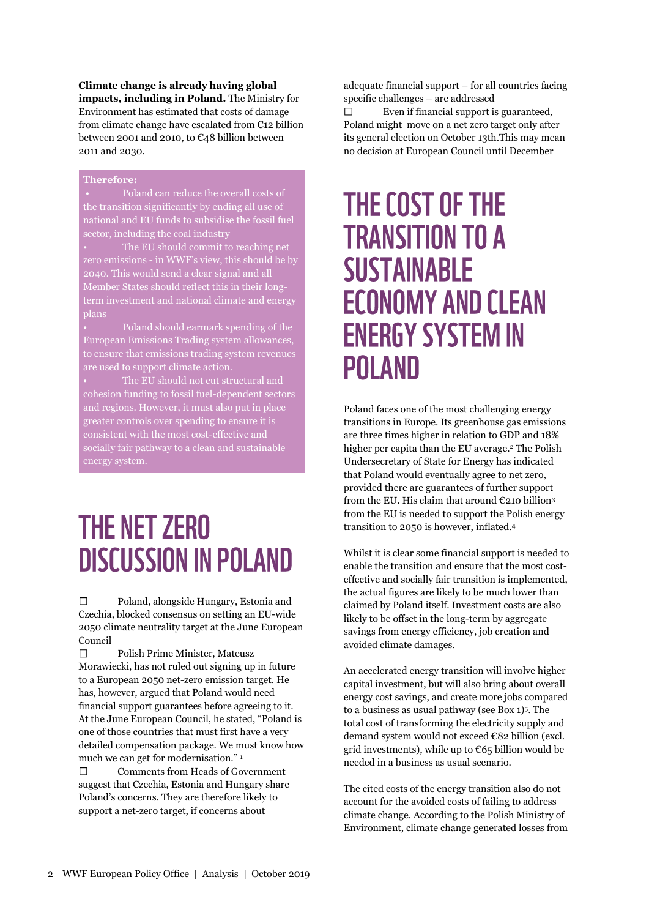**Climate change is already having global impacts, including in Poland.** The Ministry for Environment has estimated that costs of damage from climate change have escalated from €12 billion between 2001 and 2010, to €48 billion between 2011 and 2030.

**Therefore:**

- Poland can reduce the overall costs of the transition significantly by ending all use of national and EU funds to subsidise the fossil fuel sector, including the coal industry
- The EU should commit to reaching net zero emissions - in WWF's view, this should be by 2040. This would send a clear signal and all Member States should reflect this in their long-term investment and national climate and energy plans
- Poland should earmark spending of the European Emissions Trading system allowances, to ensure that emissions trading system revenues are used to support climate action.
- The EU should not cut structural and cohesion funding to fossil fuel-dependent sectors and regions. However, it must also put in place greater controls over spending to ensure it is consistent with the most cost-effective and socially fair pathway to a clean and sustainable energy system.

# THE NET ZERO DISCUSSION IN POLAND

- Poland, alongside Hungary, Estonia and Czechia, blocked consensus on setting an EU-wide 2050 climate neutrality target at the June European Council
- Polish Prime Minister, Mateusz Morawiecki, has not ruled out signing up in future to a European 2050 net-zero emission target. He has, however, argued that Poland would need financial support guarantees before agreeing to it. At the June European Council, he stated, "Poland is one of those countries that must first have a very detailed compensation package. We must know how much we can get for modernisation." [1]
- Comments from Heads of Government suggest that Czechia, Estonia and Hungary share Poland's concerns. They are therefore likely to support a net-zero target, if concerns about adequate financial support – for all countries facing specific challenges – are addressed
- Even if financial support is guaranteed, Poland might move on a net zero target only after its general election on October 13th.This may mean no decision at European Council until December

# THE COST OF THE TRANSITION TO A SUSTAINABLE ECONOMY AND CLEAN ENERGY SYSTEM IN POLAND

Poland faces one of the most challenging energy transitions in Europe. Its greenhouse gas emissions are three times higher in relation to GDP and 18% higher per capita than the EU average.[2] The Polish Undersecretary of State for Energy has indicated that Poland would eventually agree to net zero, provided there are guarantees of further support from the EU. His claim that around €210 billion[3] from the EU is needed to support the Polish energy transition to 2050 is however, inflated.[4]

Whilst it is clear some financial support is needed to enable the transition and ensure that the most cost-effective and socially fair transition is implemented, the actual figures are likely to be much lower than claimed by Poland itself. Investment costs are also likely to be offset in the long-term by aggregate savings from energy efficiency, job creation and avoided climate damages.

An accelerated energy transition will involve higher capital investment, but will also bring about overall energy cost savings, and create more jobs compared to a business as usual pathway (see Box 1)[5]. The total cost of transforming the electricity supply and demand system would not exceed €82 billion (excl. grid investments), while up to €65 billion would be needed in a business as usual scenario.

The cited costs of the energy transition also do not account for the avoided costs of failing to address climate change. According to the Polish Ministry of Environment, climate change generated losses from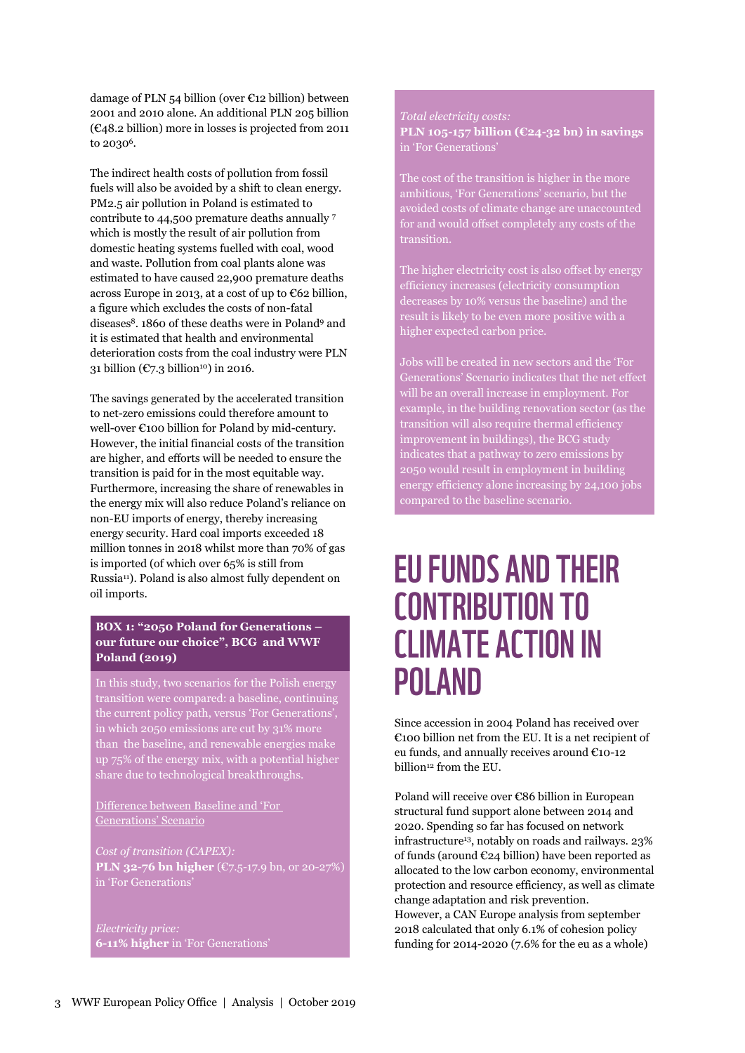damage of PLN 54 billion (over €12 billion) between 2001 and 2010 alone. An additional PLN 205 billion (€48.2 billion) more in losses is projected from 2011 to 2030[6].

The indirect health costs of pollution from fossil fuels will also be avoided by a shift to clean energy. PM2.5 air pollution in Poland is estimated to contribute to 44,500 premature deaths annually [7] which is mostly the result of air pollution from domestic heating systems fuelled with coal, wood and waste. Pollution from coal plants alone was estimated to have caused 22,900 premature deaths across Europe in 2013, at a cost of up to €62 billion, a figure which excludes the costs of non-fatal diseases[8]. 1860 of these deaths were in Poland[9] and it is estimated that health and environmental deterioration costs from the coal industry were PLN 31 billion (€7.3 billion[10]) in 2016.

The savings generated by the accelerated transition to net-zero emissions could therefore amount to well-over €100 billion for Poland by mid-century. However, the initial financial costs of the transition are higher, and efforts will be needed to ensure the transition is paid for in the most equitable way. Furthermore, increasing the share of renewables in the energy mix will also reduce Poland's reliance on non-EU imports of energy, thereby increasing energy security. Hard coal imports exceeded 18 million tonnes in 2018 whilst more than 70% of gas is imported (of which over 65% is still from Russia[11]). Poland is also almost fully dependent on oil imports.

**BOX 1: "2050 Poland for Generations – our future our choice", BCG and WWF Poland (2019)**

In this study, two scenarios for the Polish energy transition were compared: a baseline, continuing the current policy path, versus 'For Generations', in which 2050 emissions are cut by 31% more than the baseline, and renewable energies make up 75% of the energy mix, with a potential higher share due to technological breakthroughs.

Difference between Baseline and 'For Generations' Scenario

*Cost of transition (CAPEX):*
**PLN 32-76 bn higher** (€7.5-17.9 bn, or 20-27%) in 'For Generations'

*Electricity price:*
**6-11% higher** in 'For Generations'

*Total electricity costs:*
**PLN 105-157 billion (€24-32 bn) in savings** in 'For Generations'

The cost of the transition is higher in the more ambitious, 'For Generations' scenario, but the avoided costs of climate change are unaccounted for and would offset completely any costs of the transition.

The higher electricity cost is also offset by energy efficiency increases (electricity consumption decreases by 10% versus the baseline) and the result is likely to be even more positive with a higher expected carbon price.

Jobs will be created in new sectors and the 'For Generations' Scenario indicates that the net effect will be an overall increase in employment. For example, in the building renovation sector (as the transition will also require thermal efficiency improvement in buildings), the BCG study indicates that a pathway to zero emissions by 2050 would result in employment in building energy efficiency alone increasing by 24,100 jobs compared to the baseline scenario.

# EU FUNDS AND THEIR CONTRIBUTION TO CLIMATE ACTION IN POLAND

Since accession in 2004 Poland has received over €100 billion net from the EU. It is a net recipient of eu funds, and annually receives around €10-12 billion[12] from the EU.

Poland will receive over €86 billion in European structural fund support alone between 2014 and 2020. Spending so far has focused on network infrastructure[13], notably on roads and railways. 23% of funds (around €24 billion) have been reported as allocated to the low carbon economy, environmental protection and resource efficiency, as well as climate change adaptation and risk prevention.
However, a CAN Europe analysis from september 2018 calculated that only 6.1% of cohesion policy funding for 2014-2020 (7.6% for the eu as a whole)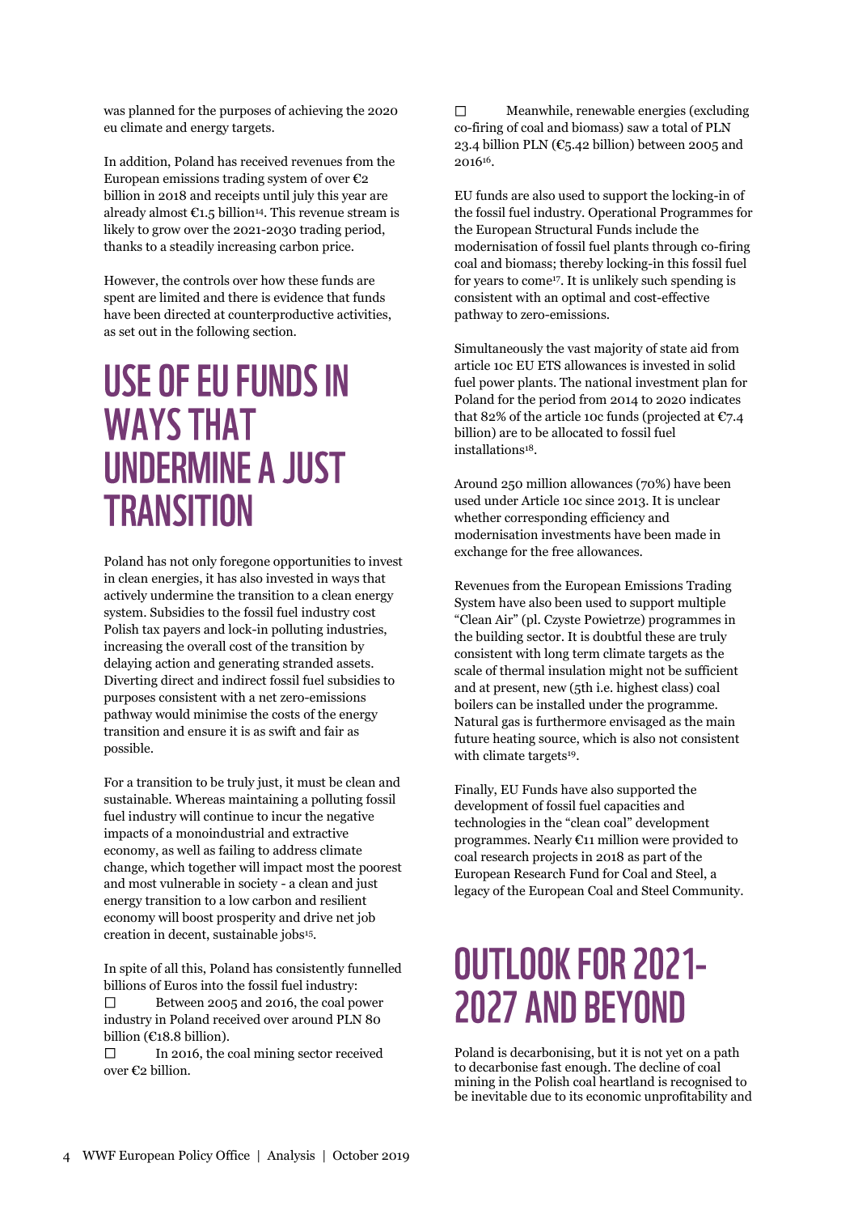was planned for the purposes of achieving the 2020 eu climate and energy targets.

In addition, Poland has received revenues from the European emissions trading system of over €2 billion in 2018 and receipts until july this year are already almost €1.5 billion[14]. This revenue stream is likely to grow over the 2021-2030 trading period, thanks to a steadily increasing carbon price.

However, the controls over how these funds are spent are limited and there is evidence that funds have been directed at counterproductive activities, as set out in the following section.

# USE OF EU FUNDS IN WAYS THAT UNDERMINE A JUST TRANSITION

Poland has not only foregone opportunities to invest in clean energies, it has also invested in ways that actively undermine the transition to a clean energy system. Subsidies to the fossil fuel industry cost Polish tax payers and lock-in polluting industries, increasing the overall cost of the transition by delaying action and generating stranded assets. Diverting direct and indirect fossil fuel subsidies to purposes consistent with a net zero-emissions pathway would minimise the costs of the energy transition and ensure it is as swift and fair as possible.

For a transition to be truly just, it must be clean and sustainable. Whereas maintaining a polluting fossil fuel industry will continue to incur the negative impacts of a monoindustrial and extractive economy, as well as failing to address climate change, which together will impact most the poorest and most vulnerable in society - a clean and just energy transition to a low carbon and resilient economy will boost prosperity and drive net job creation in decent, sustainable jobs[15].

In spite of all this, Poland has consistently funnelled billions of Euros into the fossil fuel industry:

- Between 2005 and 2016, the coal power industry in Poland received over around PLN 80 billion (€18.8 billion).
- In 2016, the coal mining sector received over €2 billion.
- Meanwhile, renewable energies (excluding co-firing of coal and biomass) saw a total of PLN 23.4 billion PLN (€5.42 billion) between 2005 and 2016[16].

EU funds are also used to support the locking-in of the fossil fuel industry. Operational Programmes for the European Structural Funds include the modernisation of fossil fuel plants through co-firing coal and biomass; thereby locking-in this fossil fuel for years to come[17]. It is unlikely such spending is consistent with an optimal and cost-effective pathway to zero-emissions.

Simultaneously the vast majority of state aid from article 10c EU ETS allowances is invested in solid fuel power plants. The national investment plan for Poland for the period from 2014 to 2020 indicates that 82% of the article 10c funds (projected at €7.4 billion) are to be allocated to fossil fuel installations[18].

Around 250 million allowances (70%) have been used under Article 10c since 2013. It is unclear whether corresponding efficiency and modernisation investments have been made in exchange for the free allowances.

Revenues from the European Emissions Trading System have also been used to support multiple "Clean Air" (pl. Czyste Powietrze) programmes in the building sector. It is doubtful these are truly consistent with long term climate targets as the scale of thermal insulation might not be sufficient and at present, new (5th i.e. highest class) coal boilers can be installed under the programme. Natural gas is furthermore envisaged as the main future heating source, which is also not consistent with climate targets[19].

Finally, EU Funds have also supported the development of fossil fuel capacities and technologies in the "clean coal" development programmes. Nearly €11 million were provided to coal research projects in 2018 as part of the European Research Fund for Coal and Steel, a legacy of the European Coal and Steel Community.

# OUTLOOK FOR 2021-2027 AND BEYOND

Poland is decarbonising, but it is not yet on a path to decarbonise fast enough. The decline of coal mining in the Polish coal heartland is recognised to be inevitable due to its economic unprofitability and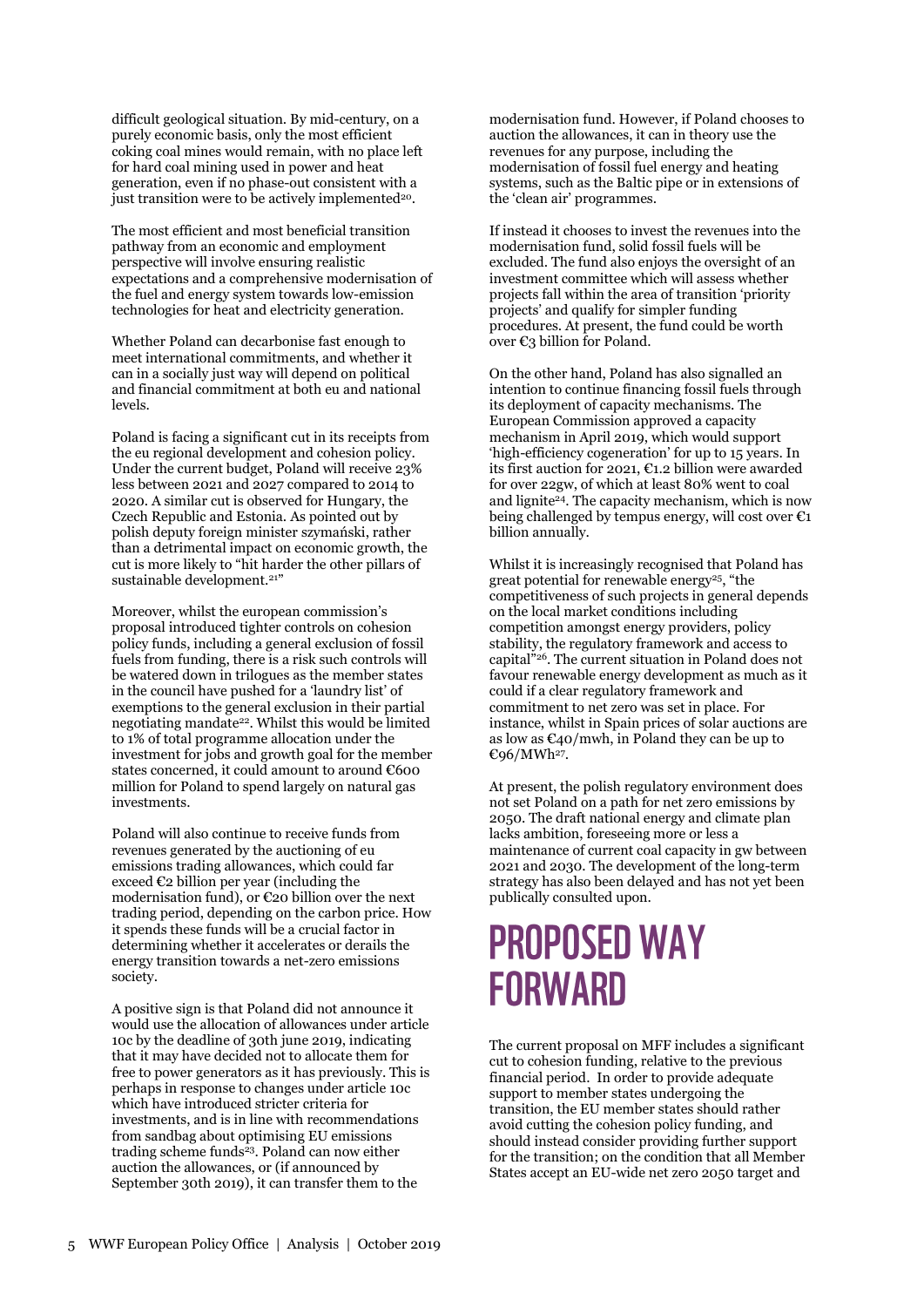difficult geological situation. By mid-century, on a purely economic basis, only the most efficient coking coal mines would remain, with no place left for hard coal mining used in power and heat generation, even if no phase-out consistent with a just transition were to be actively implemented[20].

The most efficient and most beneficial transition pathway from an economic and employment perspective will involve ensuring realistic expectations and a comprehensive modernisation of the fuel and energy system towards low-emission technologies for heat and electricity generation.

Whether Poland can decarbonise fast enough to meet international commitments, and whether it can in a socially just way will depend on political and financial commitment at both eu and national levels.

Poland is facing a significant cut in its receipts from the eu regional development and cohesion policy. Under the current budget, Poland will receive 23% less between 2021 and 2027 compared to 2014 to 2020. A similar cut is observed for Hungary, the Czech Republic and Estonia. As pointed out by polish deputy foreign minister szymański, rather than a detrimental impact on economic growth, the cut is more likely to "hit harder the other pillars of sustainable development.[21]"

Moreover, whilst the european commission's proposal introduced tighter controls on cohesion policy funds, including a general exclusion of fossil fuels from funding, there is a risk such controls will be watered down in trilogues as the member states in the council have pushed for a 'laundry list' of exemptions to the general exclusion in their partial negotiating mandate[22]. Whilst this would be limited to 1% of total programme allocation under the investment for jobs and growth goal for the member states concerned, it could amount to around €600 million for Poland to spend largely on natural gas investments.

Poland will also continue to receive funds from revenues generated by the auctioning of eu emissions trading allowances, which could far exceed €2 billion per year (including the modernisation fund), or €20 billion over the next trading period, depending on the carbon price. How it spends these funds will be a crucial factor in determining whether it accelerates or derails the energy transition towards a net-zero emissions society.

A positive sign is that Poland did not announce it would use the allocation of allowances under article 10c by the deadline of 30th june 2019, indicating that it may have decided not to allocate them for free to power generators as it has previously. This is perhaps in response to changes under article 10c which have introduced stricter criteria for investments, and is in line with recommendations from sandbag about optimising EU emissions trading scheme funds[23]. Poland can now either auction the allowances, or (if announced by September 30th 2019), it can transfer them to the modernisation fund. However, if Poland chooses to auction the allowances, it can in theory use the revenues for any purpose, including the modernisation of fossil fuel energy and heating systems, such as the Baltic pipe or in extensions of the 'clean air' programmes.

If instead it chooses to invest the revenues into the modernisation fund, solid fossil fuels will be excluded. The fund also enjoys the oversight of an investment committee which will assess whether projects fall within the area of transition 'priority projects' and qualify for simpler funding procedures. At present, the fund could be worth over €3 billion for Poland.

On the other hand, Poland has also signalled an intention to continue financing fossil fuels through its deployment of capacity mechanisms. The European Commission approved a capacity mechanism in April 2019, which would support 'high-efficiency cogeneration' for up to 15 years. In its first auction for 2021, €1.2 billion were awarded for over 22gw, of which at least 80% went to coal and lignite[24]. The capacity mechanism, which is now being challenged by tempus energy, will cost over €1 billion annually.

Whilst it is increasingly recognised that Poland has great potential for renewable energy[25], "the competitiveness of such projects in general depends on the local market conditions including competition amongst energy providers, policy stability, the regulatory framework and access to capital"[26]. The current situation in Poland does not favour renewable energy development as much as it could if a clear regulatory framework and commitment to net zero was set in place. For instance, whilst in Spain prices of solar auctions are as low as €40/mwh, in Poland they can be up to €96/MWh[27].

At present, the polish regulatory environment does not set Poland on a path for net zero emissions by 2050. The draft national energy and climate plan lacks ambition, foreseeing more or less a maintenance of current coal capacity in gw between 2021 and 2030. The development of the long-term strategy has also been delayed and has not yet been publically consulted upon.

# PROPOSED WAY FORWARD

The current proposal on MFF includes a significant cut to cohesion funding, relative to the previous financial period. In order to provide adequate support to member states undergoing the transition, the EU member states should rather avoid cutting the cohesion policy funding, and should instead consider providing further support for the transition; on the condition that all Member States accept an EU-wide net zero 2050 target and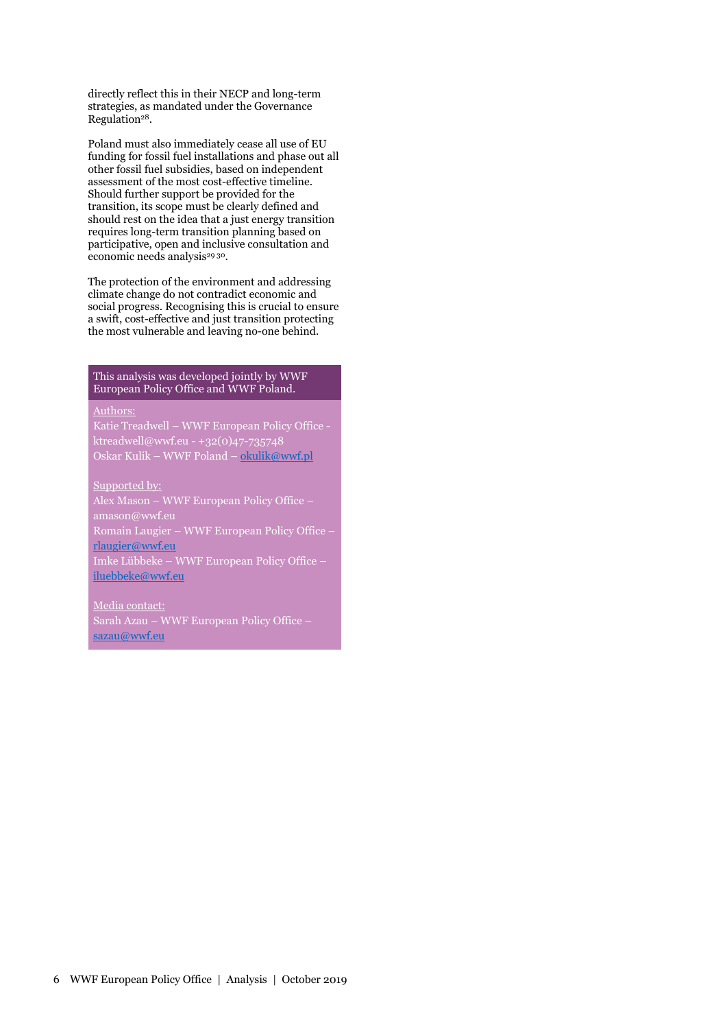directly reflect this in their NECP and long-term strategies, as mandated under the Governance Regulation[28].

Poland must also immediately cease all use of EU funding for fossil fuel installations and phase out all other fossil fuel subsidies, based on independent assessment of the most cost-effective timeline. Should further support be provided for the transition, its scope must be clearly defined and should rest on the idea that a just energy transition requires long-term transition planning based on participative, open and inclusive consultation and economic needs analysis[29][30].

The protection of the environment and addressing climate change do not contradict economic and social progress. Recognising this is crucial to ensure a swift, cost-effective and just transition protecting the most vulnerable and leaving no-one behind.

This analysis was developed jointly by WWF European Policy Office and WWF Poland.

Authors:
Katie Treadwell – WWF European Policy Office - ktreadwell@wwf.eu - +32(0)47-735748
Oskar Kulik – WWF Poland – okulik@wwf.pl

Supported by:
Alex Mason – WWF European Policy Office – amason@wwf.eu
Romain Laugier – WWF European Policy Office – rlaugier@wwf.eu
Imke Lübbeke – WWF European Policy Office – iluebbeke@wwf.eu

Media contact:
Sarah Azau – WWF European Policy Office – sazau@wwf.eu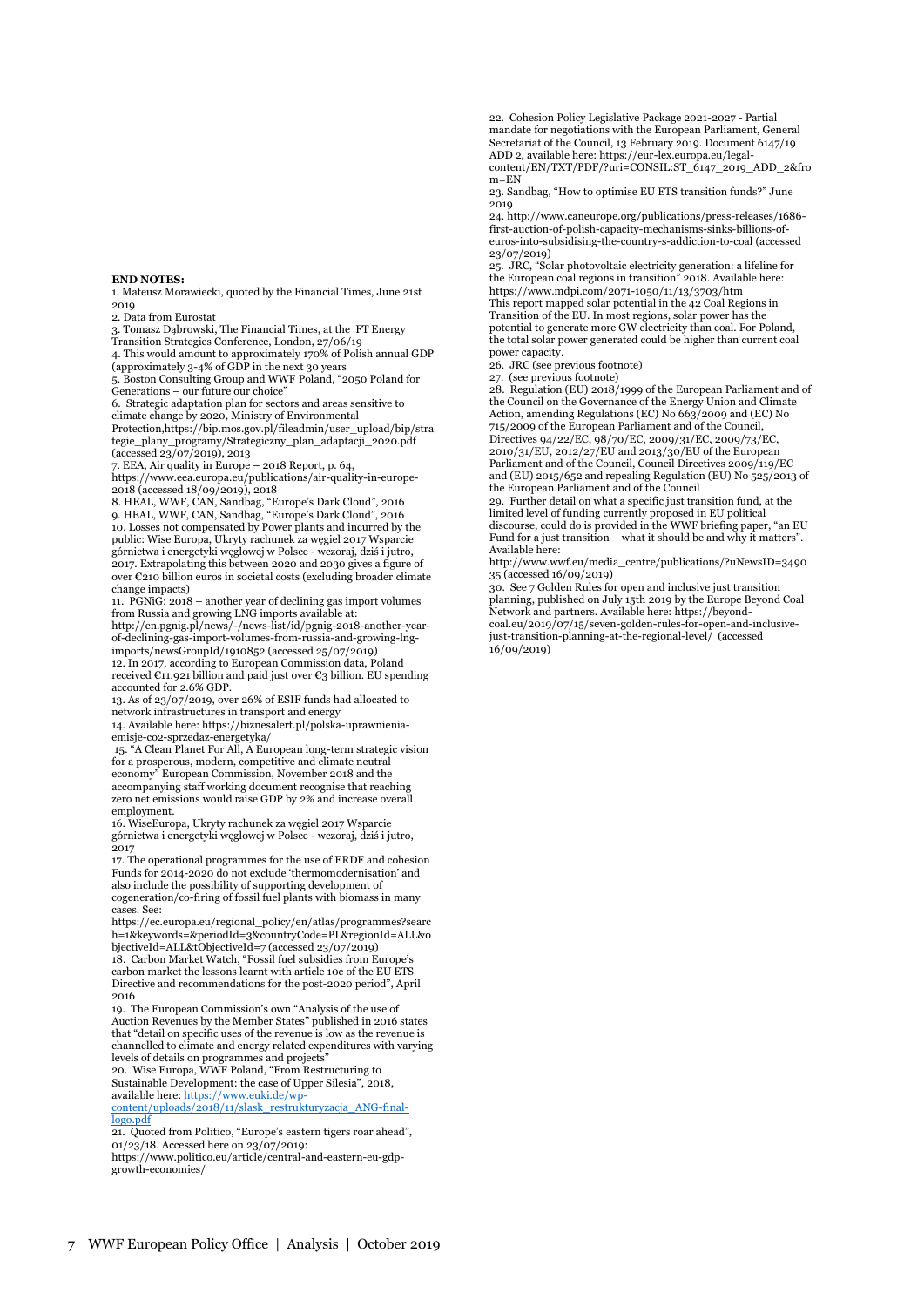**END NOTES:**

1. Mateusz Morawiecki, quoted by the Financial Times, June 21st 2019
2. Data from Eurostat
3. Tomasz Dąbrowski, The Financial Times, at the FT Energy Transition Strategies Conference, London, 27/06/19
4. This would amount to approximately 170% of Polish annual GDP (approximately 3-4% of GDP in the next 30 years
5. Boston Consulting Group and WWF Poland, "2050 Poland for Generations – our future our choice"
6. Strategic adaptation plan for sectors and areas sensitive to climate change by 2020, Ministry of Environmental Protection,https://bip.mos.gov.pl/fileadmin/user_upload/bip/strategie_plany_programy/Strategiczny_plan_adaptacji_2020.pdf (accessed 23/07/2019), 2013
7. EEA, Air quality in Europe – 2018 Report, p. 64, https://www.eea.europa.eu/publications/air-quality-in-europe-2018 (accessed 18/09/2019), 2018
8. HEAL, WWF, CAN, Sandbag, "Europe's Dark Cloud", 2016
9. HEAL, WWF, CAN, Sandbag, "Europe's Dark Cloud", 2016
10. Losses not compensated by Power plants and incurred by the public: Wise Europa, Ukryty rachunek za węgiel 2017 Wsparcie górnictwa i energetyki węglowej w Polsce - wczoraj, dziś i jutro, 2017. Extrapolating this between 2020 and 2030 gives a figure of over €210 billion euros in societal costs (excluding broader climate change impacts)
11. PGNiG: 2018 – another year of declining gas import volumes from Russia and growing LNG imports available at: http://en.pgnig.pl/news/-/news-list/id/pgnig-2018-another-year-of-declining-gas-import-volumes-from-russia-and-growing-lng-imports/newsGroupId/1910852 (accessed 25/07/2019)
12. In 2017, according to European Commission data, Poland received €11.921 billion and paid just over €3 billion. EU spending accounted for 2.6% GDP.
13. As of 23/07/2019, over 26% of ESIF funds had allocated to network infrastructures in transport and energy
14. Available here: https://biznesalert.pl/polska-uprawnienia-emisje-co2-sprzedaz-energetyka/
15. "A Clean Planet For All, A European long-term strategic vision for a prosperous, modern, competitive and climate neutral economy" European Commission, November 2018 and the accompanying staff working document recognise that reaching zero net emissions would raise GDP by 2% and increase overall employment.
16. WiseEuropa, Ukryty rachunek za węgiel 2017 Wsparcie górnictwa i energetyki węglowej w Polsce - wczoraj, dziś i jutro, 2017
17. The operational programmes for the use of ERDF and cohesion Funds for 2014-2020 do not exclude 'thermomodernisation' and also include the possibility of supporting development of cogeneration/co-firing of fossil fuel plants with biomass in many cases. See: https://ec.europa.eu/regional_policy/en/atlas/programmes?search=1&keywords=&periodId=3&countryCode=PL&regionId=ALL&objectiveId=ALL&tObjectiveId=7 (accessed 23/07/2019)
18. Carbon Market Watch, "Fossil fuel subsidies from Europe's carbon market the lessons learnt with article 10c of the EU ETS Directive and recommendations for the post-2020 period", April 2016
19. The European Commission's own "Analysis of the use of Auction Revenues by the Member States" published in 2016 states that "detail on specific uses of the revenue is low as the revenue is channelled to climate and energy related expenditures with varying levels of details on programmes and projects"
20. Wise Europa, WWF Poland, "From Restructuring to Sustainable Development: the case of Upper Silesia", 2018, available here: https://www.euki.de/wp-content/uploads/2018/11/slask_restrukturyzacja_ANG-final-logo.pdf
21. Quoted from Politico, "Europe's eastern tigers roar ahead", 01/23/18. Accessed here on 23/07/2019: https://www.politico.eu/article/central-and-eastern-eu-gdp-growth-economies/
22. Cohesion Policy Legislative Package 2021-2027 - Partial mandate for negotiations with the European Parliament, General Secretariat of the Council, 13 February 2019. Document 6147/19 ADD 2, available here: https://eur-lex.europa.eu/legal-content/EN/TXT/PDF/?uri=CONSIL:ST_6147_2019_ADD_2&from=EN
23. Sandbag, "How to optimise EU ETS transition funds?" June 2019
24. http://www.caneurope.org/publications/press-releases/1686-first-auction-of-polish-capacity-mechanisms-sinks-billions-of-euros-into-subsidising-the-country-s-addiction-to-coal (accessed 23/07/2019)
25. JRC, "Solar photovoltaic electricity generation: a lifeline for the European coal regions in transition" 2018. Available here: https://www.mdpi.com/2071-1050/11/13/3703/htm This report mapped solar potential in the 42 Coal Regions in Transition of the EU. In most regions, solar power has the potential to generate more GW electricity than coal. For Poland, the total solar power generated could be higher than current coal power capacity.
26. JRC (see previous footnote)
27. (see previous footnote)
28. Regulation (EU) 2018/1999 of the European Parliament and of the Council on the Governance of the Energy Union and Climate Action, amending Regulations (EC) No 663/2009 and (EC) No 715/2009 of the European Parliament and of the Council, Directives 94/22/EC, 98/70/EC, 2009/31/EC, 2009/73/EC, 2010/31/EU, 2012/27/EU and 2013/30/EU of the European Parliament and of the Council, Council Directives 2009/119/EC and (EU) 2015/652 and repealing Regulation (EU) No 525/2013 of the European Parliament and of the Council
29. Further detail on what a specific just transition fund, at the limited level of funding currently proposed in EU political discourse, could do is provided in the WWF briefing paper, "an EU Fund for a just transition – what it should be and why it matters". Available here: http://www.wwf.eu/media_centre/publications/?uNewsID=349035 (accessed 16/09/2019)
30. See 7 Golden Rules for open and inclusive just transition planning, published on July 15th 2019 by the Europe Beyond Coal Network and partners. Available here: https://beyond-coal.eu/2019/07/15/seven-golden-rules-for-open-and-inclusive-just-transition-planning-at-the-regional-level/ (accessed 16/09/2019)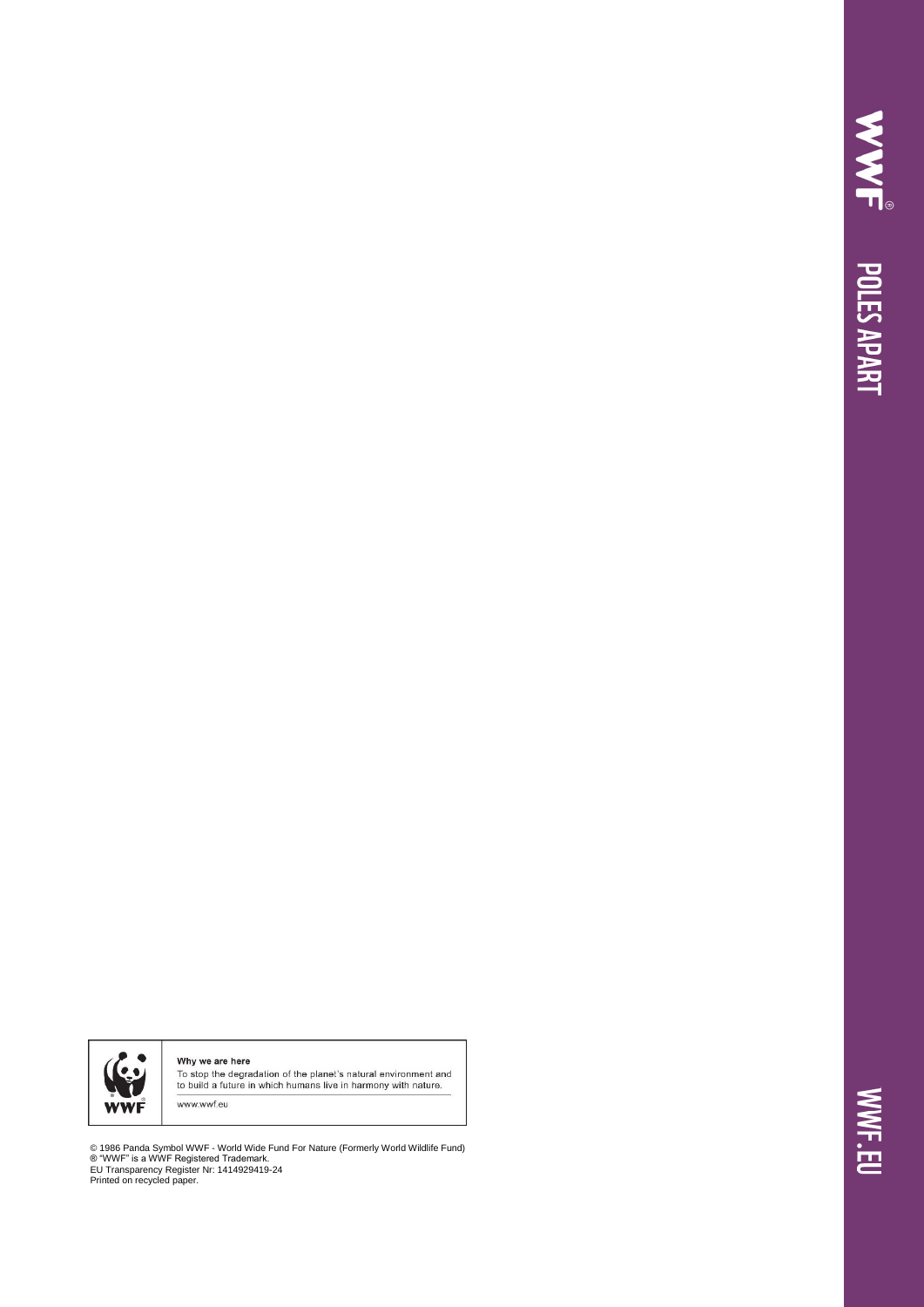WWF®

POLES APART

WWF.EU

**Why we are here**

To stop the degradation of the planet's natural environment and to build a future in which humans live in harmony with nature.

www.wwf.eu

© 1986 Panda Symbol WWF - World Wide Fund For Nature (Formerly World Wildlife Fund)
® "WWF" is a WWF Registered Trademark.
EU Transparency Register Nr: 1414929419-24
Printed on recycled paper.